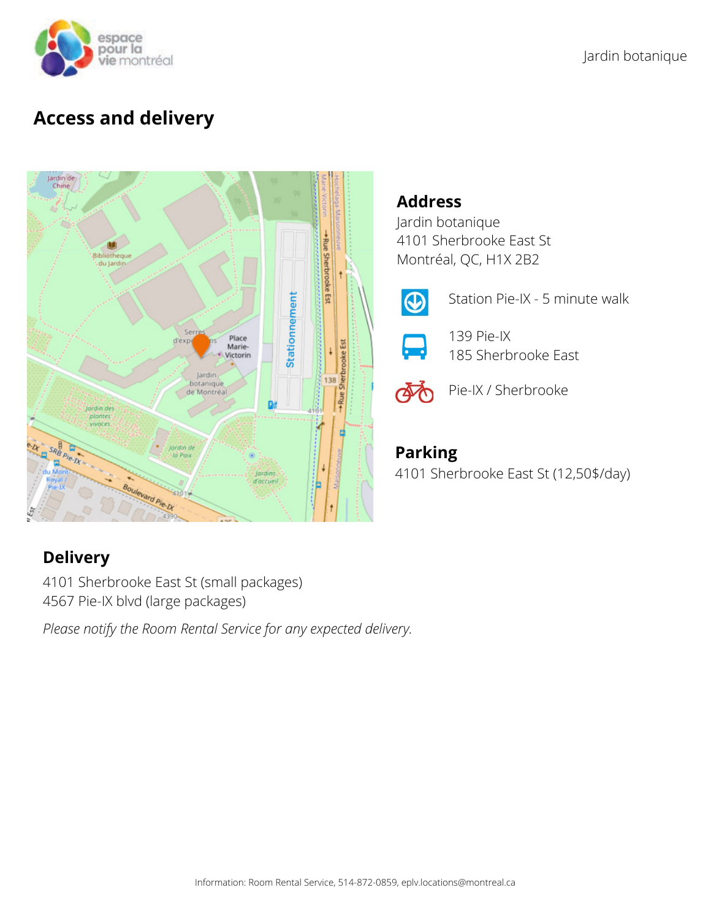Jardin botanique

## Access and delivery

### Address

Jardin botanique
4101 Sherbrooke East St
Montréal, QC, H1X 2B2

Station Pie-IX - 5 minute walk

139 Pie-IX
185 Sherbrooke East

Pie-IX / Sherbrooke

### Parking

4101 Sherbrooke East St (12,50$/day)

### Delivery

4101 Sherbrooke East St (small packages)
4567 Pie-IX blvd (large packages)

*Please notify the Room Rental Service for any expected delivery.*

Information: Room Rental Service, 514-872-0859, eplv.locations@montreal.ca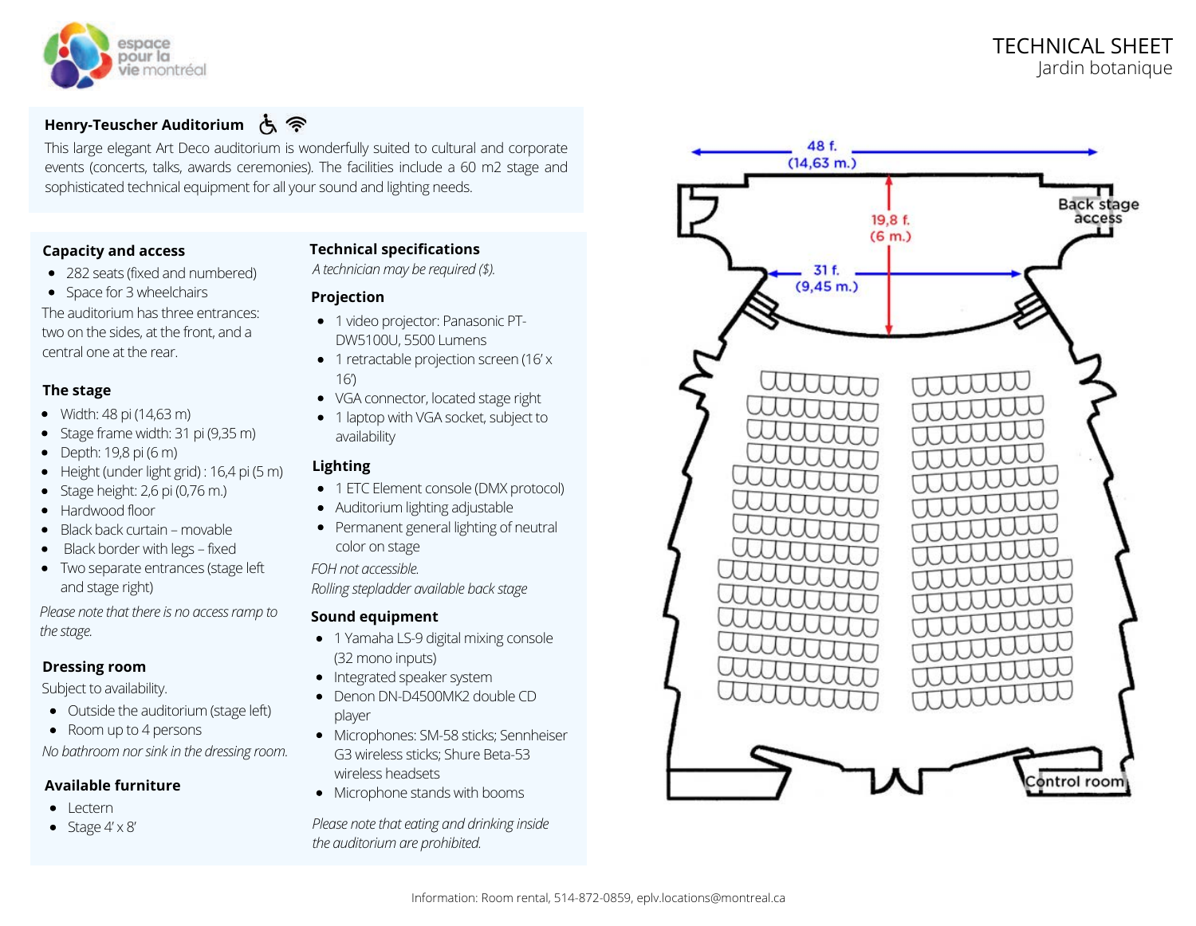# TECHNICAL SHEET
Jardin botanique

## Henry-Teuscher Auditorium

This large elegant Art Deco auditorium is wonderfully suited to cultural and corporate events (concerts, talks, awards ceremonies). The facilities include a 60 m2 stage and sophisticated technical equipment for all your sound and lighting needs.

### Capacity and access

- 282 seats (fixed and numbered)
- Space for 3 wheelchairs

The auditorium has three entrances: two on the sides, at the front, and a central one at the rear.

### The stage

- Width: 48 pi (14,63 m)
- Stage frame width: 31 pi (9,35 m)
- Depth: 19,8 pi (6 m)
- Height (under light grid) : 16,4 pi (5 m)
- Stage height: 2,6 pi (0,76 m.)
- Hardwood floor
- Black back curtain – movable
- Black border with legs – fixed
- Two separate entrances (stage left and stage right)

*Please note that there is no access ramp to the stage.*

### Dressing room

Subject to availability.

- Outside the auditorium (stage left)
- Room up to 4 persons

*No bathroom nor sink in the dressing room.*

### Available furniture

- Lectern
- Stage 4' x 8'

### Technical specifications

*A technician may be required ($).*

#### Projection

- 1 video projector: Panasonic PT-DW5100U, 5500 Lumens
- 1 retractable projection screen (16' x 16')
- VGA connector, located stage right
- 1 laptop with VGA socket, subject to availability

#### Lighting

- 1 ETC Element console (DMX protocol)
- Auditorium lighting adjustable
- Permanent general lighting of neutral color on stage

*FOH not accessible.*
*Rolling stepladder available back stage*

#### Sound equipment

- 1 Yamaha LS-9 digital mixing console (32 mono inputs)
- Integrated speaker system
- Denon DN-D4500MK2 double CD player
- Microphones: SM-58 sticks; Sennheiser G3 wireless sticks; Shure Beta-53 wireless headsets
- Microphone stands with booms

*Please note that eating and drinking inside the auditorium are prohibited.*

48 f.
(14,63 m.)
19,8 f.
(6 m.)
31 f.
(9,45 m.)
Back stage access
Control room

Information: Room rental, 514-872-0859, eplv.locations@montreal.ca